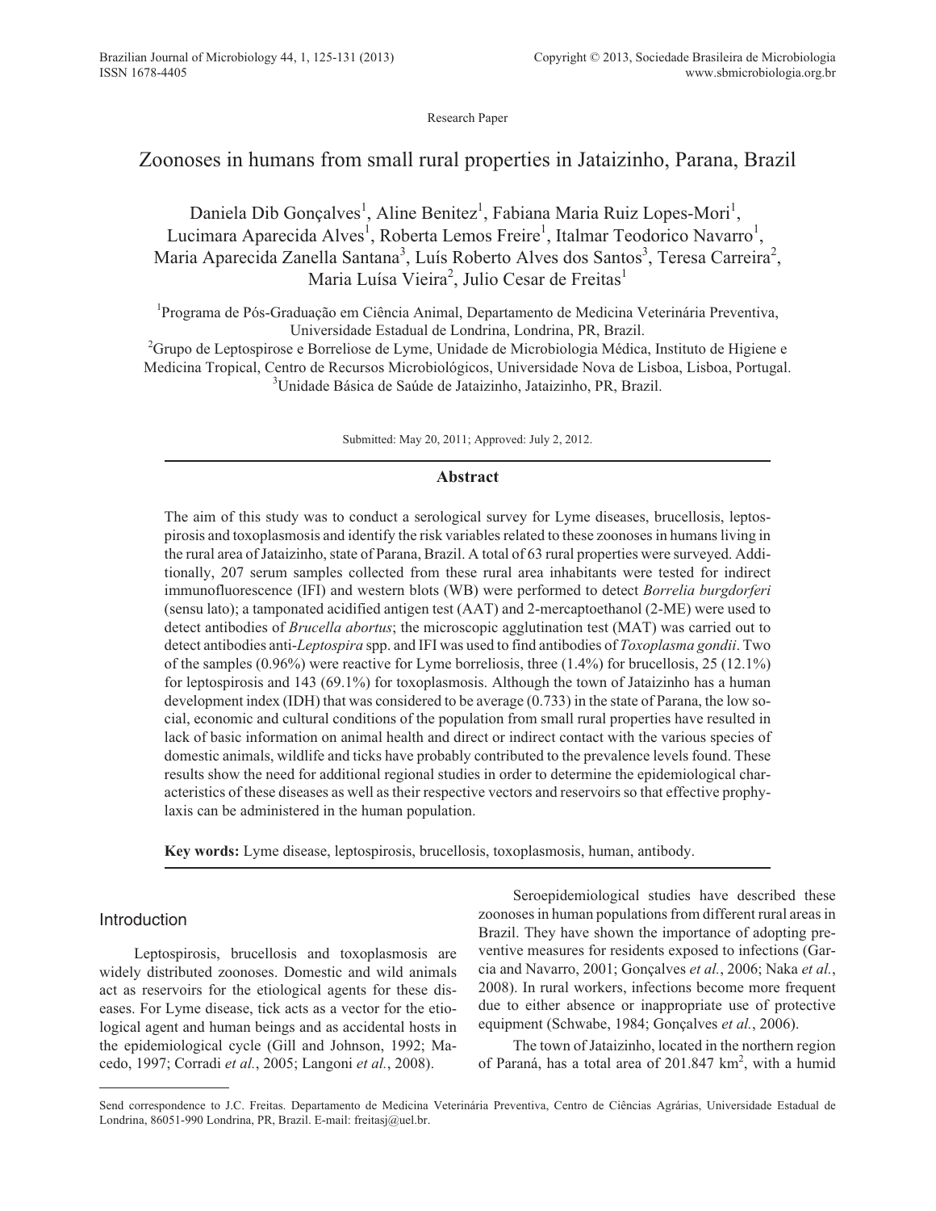Research Paper

# Zoonoses in humans from small rural properties in Jataizinho, Parana, Brazil

Daniela Dib Gonçalves[1], Aline Benitez[1], Fabiana Maria Ruiz Lopes-Mori[1], Lucimara Aparecida Alves[1], Roberta Lemos Freire[1], Italmar Teodorico Navarro[1], Maria Aparecida Zanella Santana[3], Luís Roberto Alves dos Santos[3], Teresa Carreira[2], Maria Luísa Vieira[2], Julio Cesar de Freitas[1]

[1]Programa de Pós-Graduação em Ciência Animal, Departamento de Medicina Veterinária Preventiva, Universidade Estadual de Londrina, Londrina, PR, Brazil.
[2]Grupo de Leptospirose e Borreliose de Lyme, Unidade de Microbiologia Médica, Instituto de Higiene e Medicina Tropical, Centro de Recursos Microbiológicos, Universidade Nova de Lisboa, Lisboa, Portugal.
[3]Unidade Básica de Saúde de Jataizinho, Jataizinho, PR, Brazil.

Submitted: May 20, 2011; Approved: July 2, 2012.

## Abstract

The aim of this study was to conduct a serological survey for Lyme diseases, brucellosis, leptospirosis and toxoplasmosis and identify the risk variables related to these zoonoses in humans living in the rural area of Jataizinho, state of Parana, Brazil. A total of 63 rural properties were surveyed. Additionally, 207 serum samples collected from these rural area inhabitants were tested for indirect immunofluorescence (IFI) and western blots (WB) were performed to detect *Borrelia burgdorferi* (sensu lato); a tamponated acidified antigen test (AAT) and 2-mercaptoethanol (2-ME) were used to detect antibodies of *Brucella abortus*; the microscopic agglutination test (MAT) was carried out to detect antibodies anti-*Leptospira* spp. and IFI was used to find antibodies of *Toxoplasma gondii*. Two of the samples (0.96%) were reactive for Lyme borreliosis, three (1.4%) for brucellosis, 25 (12.1%) for leptospirosis and 143 (69.1%) for toxoplasmosis. Although the town of Jataizinho has a human development index (IDH) that was considered to be average (0.733) in the state of Parana, the low social, economic and cultural conditions of the population from small rural properties have resulted in lack of basic information on animal health and direct or indirect contact with the various species of domestic animals, wildlife and ticks have probably contributed to the prevalence levels found. These results show the need for additional regional studies in order to determine the epidemiological characteristics of these diseases as well as their respective vectors and reservoirs so that effective prophylaxis can be administered in the human population.

**Key words:** Lyme disease, leptospirosis, brucellosis, toxoplasmosis, human, antibody.

## Introduction

Leptospirosis, brucellosis and toxoplasmosis are widely distributed zoonoses. Domestic and wild animals act as reservoirs for the etiological agents for these diseases. For Lyme disease, tick acts as a vector for the etiological agent and human beings and as accidental hosts in the epidemiological cycle (Gill and Johnson, 1992; Macedo, 1997; Corradi *et al.*, 2005; Langoni *et al.*, 2008).

Seroepidemiological studies have described these zoonoses in human populations from different rural areas in Brazil. They have shown the importance of adopting preventive measures for residents exposed to infections (Garcia and Navarro, 2001; Gonçalves *et al.*, 2006; Naka *et al.*, 2008). In rural workers, infections become more frequent due to either absence or inappropriate use of protective equipment (Schwabe, 1984; Gonçalves *et al.*, 2006).

The town of Jataizinho, located in the northern region of Paraná, has a total area of 201.847 km$^2$, with a humid

Send correspondence to J.C. Freitas. Departamento de Medicina Veterinária Preventiva, Centro de Ciências Agrárias, Universidade Estadual de Londrina, 86051-990 Londrina, PR, Brazil. E-mail: freitasj@uel.br.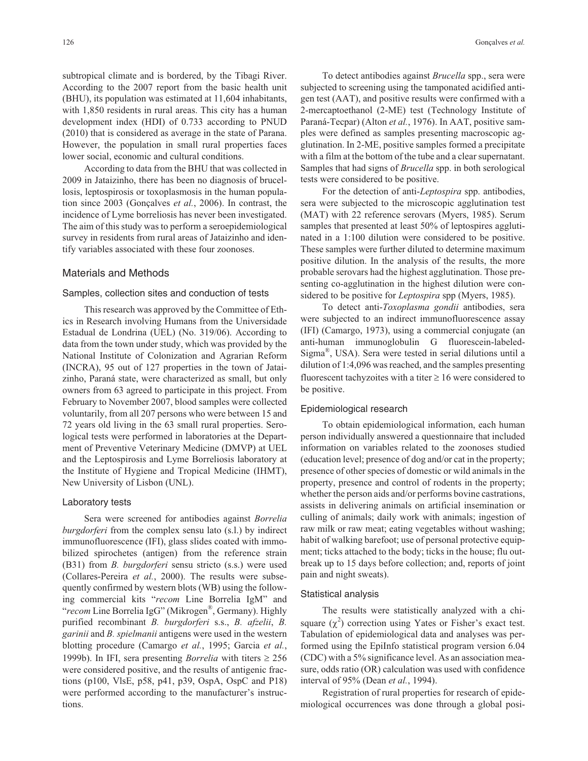subtropical climate and is bordered, by the Tibagi River. According to the 2007 report from the basic health unit (BHU), its population was estimated at 11,604 inhabitants, with 1,850 residents in rural areas. This city has a human development index (HDI) of 0.733 according to PNUD (2010) that is considered as average in the state of Parana. However, the population in small rural properties faces lower social, economic and cultural conditions.

According to data from the BHU that was collected in 2009 in Jataizinho, there has been no diagnosis of brucellosis, leptospirosis or toxoplasmosis in the human population since 2003 (Gonçalves *et al.*, 2006). In contrast, the incidence of Lyme borreliosis has never been investigated. The aim of this study was to perform a seroepidemiological survey in residents from rural areas of Jataizinho and identify variables associated with these four zoonoses.

## Materials and Methods

### Samples, collection sites and conduction of tests

This research was approved by the Committee of Ethics in Research involving Humans from the Universidade Estadual de Londrina (UEL) (No. 319/06). According to data from the town under study, which was provided by the National Institute of Colonization and Agrarian Reform (INCRA), 95 out of 127 properties in the town of Jataizinho, Paraná state, were characterized as small, but only owners from 63 agreed to participate in this project. From February to November 2007, blood samples were collected voluntarily, from all 207 persons who were between 15 and 72 years old living in the 63 small rural properties. Serological tests were performed in laboratories at the Department of Preventive Veterinary Medicine (DMVP) at UEL and the Leptospirosis and Lyme Borreliosis laboratory at the Institute of Hygiene and Tropical Medicine (IHMT), New University of Lisbon (UNL).

### Laboratory tests

Sera were screened for antibodies against *Borrelia burgdorferi* from the complex sensu lato (s.l.) by indirect immunofluorescence (IFI), glass slides coated with immobilized spirochetes (antigen) from the reference strain (B31) from *B. burgdorferi* sensu stricto (s.s.) were used (Collares-Pereira *et al.*, 2000). The results were subsequently confirmed by western blots (WB) using the following commercial kits "*recom* Line Borrelia IgM" and "*recom* Line Borrelia IgG" (Mikrogen®, Germany). Highly purified recombinant *B. burgdorferi* s.s., *B. afzelii*, *B. garinii* and *B. spielmanii* antigens were used in the western blotting procedure (Camargo *et al.*, 1995; Garcia *et al.*, 1999b). In IFI, sera presenting *Borrelia* with titers ≥ 256 were considered positive, and the results of antigenic fractions (p100, VlsE, p58, p41, p39, OspA, OspC and P18) were performed according to the manufacturer's instructions.

To detect antibodies against *Brucella* spp., sera were subjected to screening using the tamponated acidified antigen test (AAT), and positive results were confirmed with a 2-mercaptoethanol (2-ME) test (Technology Institute of Paraná-Tecpar) (Alton *et al.*, 1976). In AAT, positive samples were defined as samples presenting macroscopic agglutination. In 2-ME, positive samples formed a precipitate with a film at the bottom of the tube and a clear supernatant. Samples that had signs of *Brucella* spp. in both serological tests were considered to be positive.

For the detection of anti-*Leptospira* spp. antibodies, sera were subjected to the microscopic agglutination test (MAT) with 22 reference serovars (Myers, 1985). Serum samples that presented at least 50% of leptospires agglutinated in a 1:100 dilution were considered to be positive. These samples were further diluted to determine maximum positive dilution. In the analysis of the results, the more probable serovars had the highest agglutination. Those presenting co-agglutination in the highest dilution were considered to be positive for *Leptospira* spp (Myers, 1985).

To detect anti-*Toxoplasma gondii* antibodies, sera were subjected to an indirect immunofluorescence assay (IFI) (Camargo, 1973), using a commercial conjugate (an anti-human immunoglobulin G fluorescein-labeled-Sigma®, USA). Sera were tested in serial dilutions until a dilution of 1:4,096 was reached, and the samples presenting fluorescent tachyzoites with a titer ≥ 16 were considered to be positive.

### Epidemiological research

To obtain epidemiological information, each human person individually answered a questionnaire that included information on variables related to the zoonoses studied (education level; presence of dog and/or cat in the property; presence of other species of domestic or wild animals in the property, presence and control of rodents in the property; whether the person aids and/or performs bovine castrations, assists in delivering animals on artificial insemination or culling of animals; daily work with animals; ingestion of raw milk or raw meat; eating vegetables without washing; habit of walking barefoot; use of personal protective equipment; ticks attached to the body; ticks in the house; flu outbreak up to 15 days before collection; and, reports of joint pain and night sweats).

### Statistical analysis

The results were statistically analyzed with a chi-square ($\chi^2$) correction using Yates or Fisher's exact test. Tabulation of epidemiological data and analyses was performed using the EpiInfo statistical program version 6.04 (CDC) with a 5% significance level. As an association measure, odds ratio (OR) calculation was used with confidence interval of 95% (Dean *et al.*, 1994).

Registration of rural properties for research of epidemiological occurrences was done through a global posi-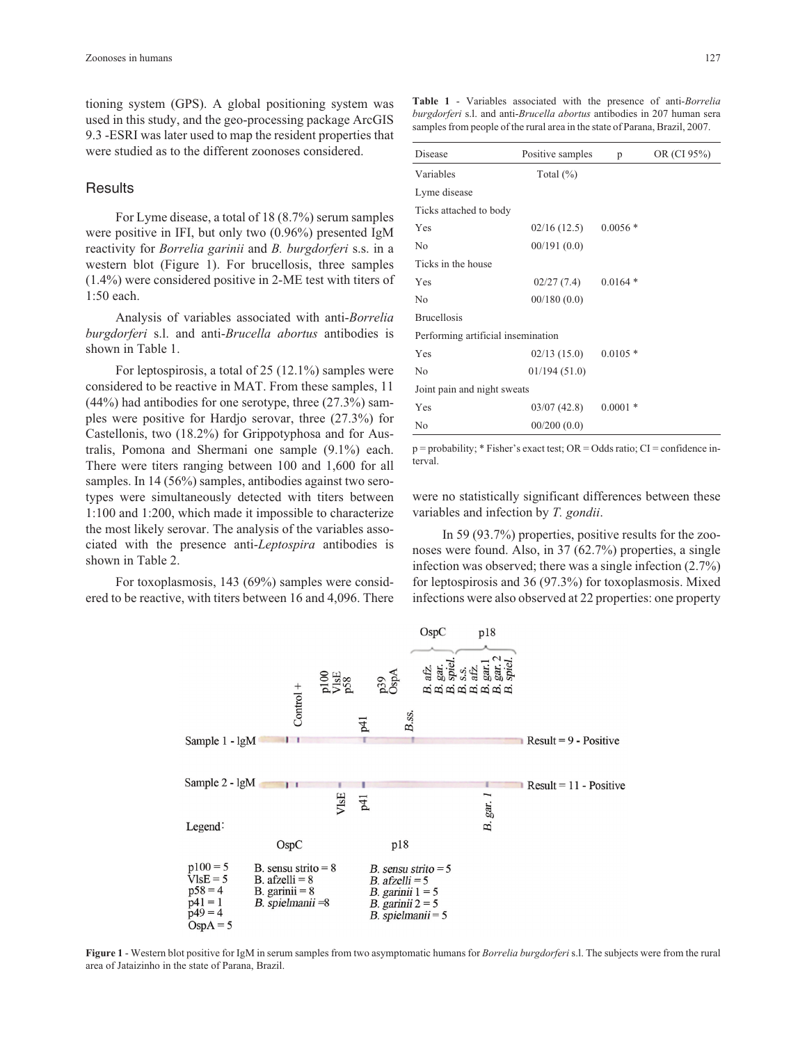tioning system (GPS). A global positioning system was used in this study, and the geo-processing package ArcGIS 9.3 -ESRI was later used to map the resident properties that were studied as to the different zoonoses considered.

## Results

For Lyme disease, a total of 18 (8.7%) serum samples were positive in IFI, but only two (0.96%) presented IgM reactivity for *Borrelia garinii* and *B. burgdorferi* s.s. in a western blot (Figure 1). For brucellosis, three samples (1.4%) were considered positive in 2-ME test with titers of 1:50 each.

Analysis of variables associated with anti-*Borrelia burgdorferi* s.l. and anti-*Brucella abortus* antibodies is shown in Table 1.

For leptospirosis, a total of 25 (12.1%) samples were considered to be reactive in MAT. From these samples, 11 (44%) had antibodies for one serotype, three (27.3%) samples were positive for Hardjo serovar, three (27.3%) for Castellonis, two (18.2%) for Grippotyphosa and for Australis, Pomona and Shermani one sample (9.1%) each. There were titers ranging between 100 and 1,600 for all samples. In 14 (56%) samples, antibodies against two serotypes were simultaneously detected with titers between 1:100 and 1:200, which made it impossible to characterize the most likely serovar. The analysis of the variables associated with the presence anti-*Leptospira* antibodies is shown in Table 2.

For toxoplasmosis, 143 (69%) samples were considered to be reactive, with titers between 16 and 4,096. There were no statistically significant differences between these variables and infection by *T. gondii*.

In 59 (93.7%) properties, positive results for the zoonoses were found. Also, in 37 (62.7%) properties, a single infection was observed; there was a single infection (2.7%) for leptospirosis and 36 (97.3%) for toxoplasmosis. Mixed infections were also observed at 22 properties: one property

**Table 1** - Variables associated with the presence of anti-*Borrelia burgdorferi* s.l. and anti-*Brucella abortus* antibodies in 207 human sera samples from people of the rural area in the state of Parana, Brazil, 2007.

| Disease | Positive samples | p | OR (CI 95%) |
|---|---|---|---|
| Variables | Total (%) | | |
| Lyme disease | | | |
| Ticks attached to body | | | |
| Yes | 02/16 (12.5) | 0.0056 * | |
| No | 00/191 (0.0) | | |
| Ticks in the house | | | |
| Yes | 02/27 (7.4) | 0.0164 * | |
| No | 00/180 (0.0) | | |
| Brucellosis | | | |
| Performing artificial insemination | | | |
| Yes | 02/13 (15.0) | 0.0105 * | |
| No | 01/194 (51.0) | | |
| Joint pain and night sweats | | | |
| Yes | 03/07 (42.8) | 0.0001 * | |
| No | 00/200 (0.0) | | |

p = probability; * Fisher's exact test; OR = Odds ratio; CI = confidence interval.

Control + | p100 VlsE p58 | p41 | p39 OspA | B.ss. | OspC: B. afz. B. gar. B. spiel. | p18: B. s.s. B. afz. B. gar.1 B. gar. 2 B. spiel.

Sample 1 - IgM — Result = 9 - Positive

Sample 2 - IgM — VlsE, p41, B. gar. 1 — Result = 11 - Positive

Legend:

p100 = 5
VlsE = 5
p58 = 4
p41 = 1
p49 = 4
OspA = 5

OspC
B. sensu strito = 8
B. afzelli = 8
B. garinii = 8
*B. spielmanii* =8

p18
*B. sensu strito* = 5
*B. afzelli* = 5
*B. garinii* 1 = 5
*B. garinii* 2 = 5
*B. spielmanii* = 5

**Figure 1** - Western blot positive for IgM in serum samples from two asymptomatic humans for *Borrelia burgdorferi* s.l. The subjects were from the rural area of Jataizinho in the state of Parana, Brazil.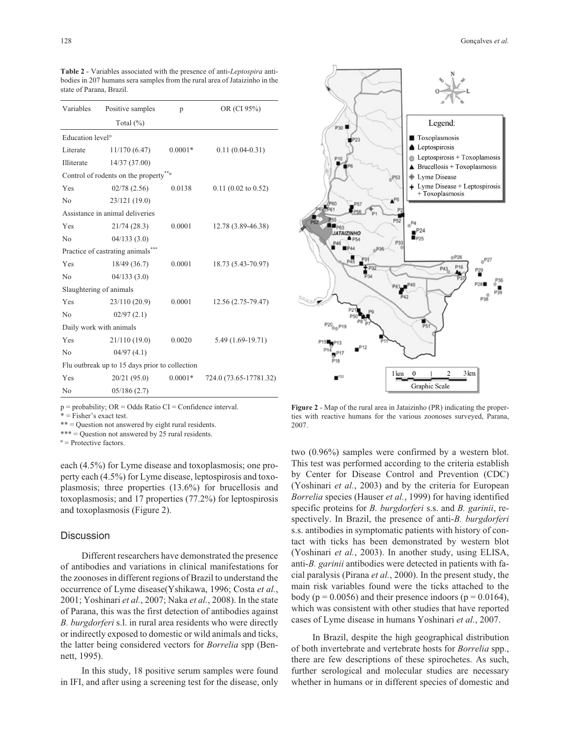**Table 2** - Variables associated with the presence of anti-*Leptospira* antibodies in 207 humans sera samples from the rural area of Jataizinho in the state of Parana, Brazil.

| Variables | Positive samples Total (%) | p | OR (CI 95%) |
|---|---|---|---|
| Education level° | | | |
| Literate | 11/170 (6.47) | 0.0001* | 0.11 (0.04-0.31) |
| Illiterate | 14/37 (37.00) | | |
| Control of rodents on the property**° | | | |
| Yes | 02/78 (2.56) | 0.0138 | 0.11 (0.02 to 0.52) |
| No | 23/121 (19.0) | | |
| Assistance in animal deliveries | | | |
| Yes | 21/74 (28.3) | 0.0001 | 12.78 (3.89-46.38) |
| No | 04/133 (3.0) | | |
| Practice of castrating animals*** | | | |
| Yes | 18/49 (36.7) | 0.0001 | 18.73 (5.43-70.97) |
| No | 04/133 (3.0) | | |
| Slaughtering of animals | | | |
| Yes | 23/110 (20.9) | 0.0001 | 12.56 (2.75-79.47) |
| No | 02/97 (2.1) | | |
| Daily work with animals | | | |
| Yes | 21/110 (19.0) | 0.0020 | 5.49 (1.69-19.71) |
| No | 04/97 (4.1) | | |
| Flu outbreak up to 15 days prior to collection | | | |
| Yes | 20/21 (95.0) | 0.0001* | 724.0 (73.65-17781.32) |
| No | 05/186 (2.7) | | |

p = probability; OR = Odds Ratio CI = Confidence interval.
* = Fisher's exact test.
** = Question not answered by eight rural residents.
*** = Question not answered by 25 rural residents.
° = Protective factors.

each (4.5%) for Lyme disease and toxoplasmosis; one property each (4.5%) for Lyme disease, leptospirosis and toxoplasmosis; three properties (13.6%) for brucellosis and toxoplasmosis; and 17 properties (77.2%) for leptospirosis and toxoplasmosis (Figure 2).

**Figure 2** - Map of the rural area in Jataizinho (PR) indicating the properties with reactive humans for the various zoonoses surveyed, Parana, 2007.

## Discussion

Different researchers have demonstrated the presence of antibodies and variations in clinical manifestations for the zoonoses in different regions of Brazil to understand the occurrence of Lyme disease(Yshikawa, 1996; Costa *et al.*, 2001; Yoshinari *et al.*, 2007; Naka *et al.*, 2008). In the state of Parana, this was the first detection of antibodies against *B. burgdorferi* s.l. in rural area residents who were directly or indirectly exposed to domestic or wild animals and ticks, the latter being considered vectors for *Borrelia* spp (Bennett, 1995).

In this study, 18 positive serum samples were found in IFI, and after using a screening test for the disease, only two (0.96%) samples were confirmed by a western blot. This test was performed according to the criteria establish by Center for Disease Control and Prevention (CDC) (Yoshinari *et al.*, 2003) and by the criteria for European *Borrelia* species (Hauser *et al.*, 1999) for having identified specific proteins for *B. burgdorferi* s.s. and *B. garinii*, respectively. In Brazil, the presence of anti-*B. burgdorferi* s.s. antibodies in symptomatic patients with history of contact with ticks has been demonstrated by western blot (Yoshinari *et al.*, 2003). In another study, using ELISA, anti-*B. garinii* antibodies were detected in patients with facial paralysis (Pirana *et al.*, 2000). In the present study, the main risk variables found were the ticks attached to the body (p = 0.0056) and their presence indoors (p = 0.0164), which was consistent with other studies that have reported cases of Lyme disease in humans Yoshinari *et al.*, 2007.

In Brazil, despite the high geographical distribution of both invertebrate and vertebrate hosts for *Borrelia* spp., there are few descriptions of these spirochetes. As such, further serological and molecular studies are necessary whether in humans or in different species of domestic and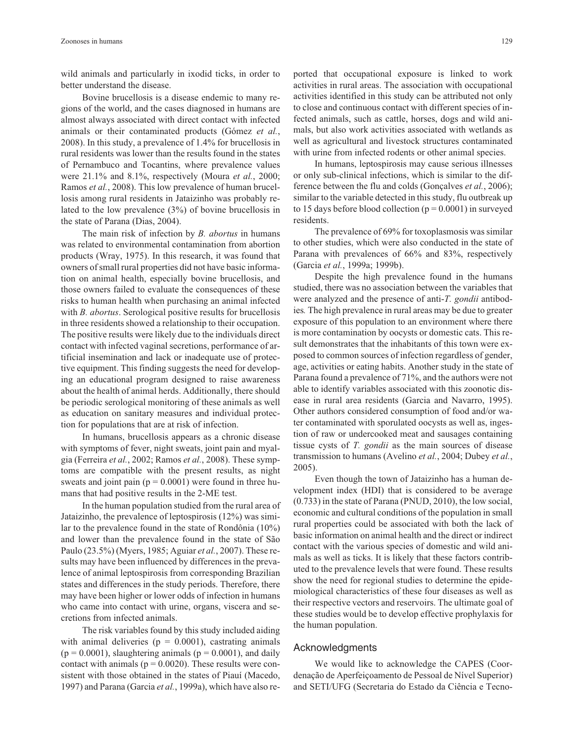wild animals and particularly in ixodid ticks, in order to better understand the disease.

Bovine brucellosis is a disease endemic to many regions of the world, and the cases diagnosed in humans are almost always associated with direct contact with infected animals or their contaminated products (Gómez *et al.*, 2008). In this study, a prevalence of 1.4% for brucellosis in rural residents was lower than the results found in the states of Pernambuco and Tocantins, where prevalence values were 21.1% and 8.1%, respectively (Moura *et al.*, 2000; Ramos *et al.*, 2008). This low prevalence of human brucellosis among rural residents in Jataizinho was probably related to the low prevalence (3%) of bovine brucellosis in the state of Parana (Dias, 2004).

The main risk of infection by *B. abortus* in humans was related to environmental contamination from abortion products (Wray, 1975). In this research, it was found that owners of small rural properties did not have basic information on animal health, especially bovine brucellosis, and those owners failed to evaluate the consequences of these risks to human health when purchasing an animal infected with *B. abortus*. Serological positive results for brucellosis in three residents showed a relationship to their occupation. The positive results were likely due to the individuals direct contact with infected vaginal secretions, performance of artificial insemination and lack or inadequate use of protective equipment. This finding suggests the need for developing an educational program designed to raise awareness about the health of animal herds. Additionally, there should be periodic serological monitoring of these animals as well as education on sanitary measures and individual protection for populations that are at risk of infection.

In humans, brucellosis appears as a chronic disease with symptoms of fever, night sweats, joint pain and myalgia (Ferreira *et al.*, 2002; Ramos *et al.*, 2008). These symptoms are compatible with the present results, as night sweats and joint pain ($p = 0.0001$) were found in three humans that had positive results in the 2-ME test.

In the human population studied from the rural area of Jataizinho, the prevalence of leptospirosis (12%) was similar to the prevalence found in the state of Rondônia (10%) and lower than the prevalence found in the state of São Paulo (23.5%) (Myers, 1985; Aguiar *et al.*, 2007). These results may have been influenced by differences in the prevalence of animal leptospirosis from corresponding Brazilian states and differences in the study periods. Therefore, there may have been higher or lower odds of infection in humans who came into contact with urine, organs, viscera and secretions from infected animals.

The risk variables found by this study included aiding with animal deliveries ($p = 0.0001$), castrating animals ($p = 0.0001$), slaughtering animals ($p = 0.0001$), and daily contact with animals ($p = 0.0020$). These results were consistent with those obtained in the states of Piauí (Macedo, 1997) and Parana (Garcia *et al.*, 1999a), which have also reported that occupational exposure is linked to work activities in rural areas. The association with occupational activities identified in this study can be attributed not only to close and continuous contact with different species of infected animals, such as cattle, horses, dogs and wild animals, but also work activities associated with wetlands as well as agricultural and livestock structures contaminated with urine from infected rodents or other animal species.

In humans, leptospirosis may cause serious illnesses or only sub-clinical infections, which is similar to the difference between the flu and colds (Gonçalves *et al.*, 2006); similar to the variable detected in this study, flu outbreak up to 15 days before blood collection ($p = 0.0001$) in surveyed residents.

The prevalence of 69% for toxoplasmosis was similar to other studies, which were also conducted in the state of Parana with prevalences of 66% and 83%, respectively (Garcia *et al.*, 1999a; 1999b).

Despite the high prevalence found in the humans studied, there was no association between the variables that were analyzed and the presence of anti-*T. gondii* antibodies*.* The high prevalence in rural areas may be due to greater exposure of this population to an environment where there is more contamination by oocysts or domestic cats. This result demonstrates that the inhabitants of this town were exposed to common sources of infection regardless of gender, age, activities or eating habits. Another study in the state of Parana found a prevalence of 71%, and the authors were not able to identify variables associated with this zoonotic disease in rural area residents (Garcia and Navarro, 1995). Other authors considered consumption of food and/or water contaminated with sporulated oocysts as well as, ingestion of raw or undercooked meat and sausages containing tissue cysts of *T. gondii* as the main sources of disease transmission to humans (Avelino *et al.*, 2004; Dubey *et al.*, 2005).

Even though the town of Jataizinho has a human development index (HDI) that is considered to be average (0.733) in the state of Parana (PNUD, 2010), the low social, economic and cultural conditions of the population in small rural properties could be associated with both the lack of basic information on animal health and the direct or indirect contact with the various species of domestic and wild animals as well as ticks. It is likely that these factors contributed to the prevalence levels that were found. These results show the need for regional studies to determine the epidemiological characteristics of these four diseases as well as their respective vectors and reservoirs. The ultimate goal of these studies would be to develop effective prophylaxis for the human population.

## Acknowledgments

We would like to acknowledge the CAPES (Coordenação de Aperfeiçoamento de Pessoal de Nível Superior) and SETI/UFG (Secretaria do Estado da Ciência e Tecno-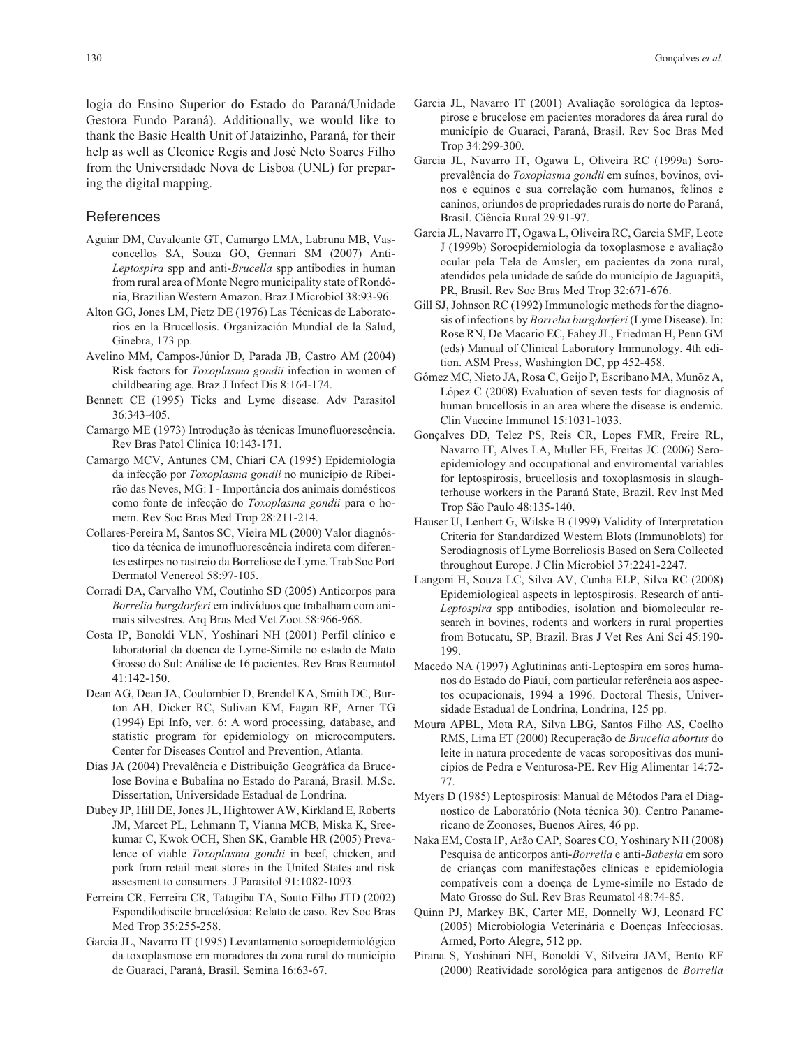logia do Ensino Superior do Estado do Paraná/Unidade Gestora Fundo Paraná). Additionally, we would like to thank the Basic Health Unit of Jataizinho, Paraná, for their help as well as Cleonice Regis and José Neto Soares Filho from the Universidade Nova de Lisboa (UNL) for preparing the digital mapping.

## References

Aguiar DM, Cavalcante GT, Camargo LMA, Labruna MB, Vasconcellos SA, Souza GO, Gennari SM (2007) Anti-*Leptospira* spp and anti-*Brucella* spp antibodies in human from rural area of Monte Negro municipality state of Rondônia, Brazilian Western Amazon. Braz J Microbiol 38:93-96.

Alton GG, Jones LM, Pietz DE (1976) Las Técnicas de Laboratorios en la Brucellosis. Organización Mundial de la Salud, Ginebra, 173 pp.

Avelino MM, Campos-Júnior D, Parada JB, Castro AM (2004) Risk factors for *Toxoplasma gondii* infection in women of childbearing age. Braz J Infect Dis 8:164-174.

Bennett CE (1995) Ticks and Lyme disease. Adv Parasitol 36:343-405.

Camargo ME (1973) Introdução às técnicas Imunofluorescência. Rev Bras Patol Clinica 10:143-171.

Camargo MCV, Antunes CM, Chiari CA (1995) Epidemiologia da infecção por *Toxoplasma gondii* no município de Ribeirão das Neves, MG: I - Importância dos animais domésticos como fonte de infecção do *Toxoplasma gondii* para o homem. Rev Soc Bras Med Trop 28:211-214.

Collares-Pereira M, Santos SC, Vieira ML (2000) Valor diagnóstico da técnica de imunofluorescência indireta com diferentes estirpes no rastreio da Borreliose de Lyme. Trab Soc Port Dermatol Venereol 58:97-105.

Corradi DA, Carvalho VM, Coutinho SD (2005) Anticorpos para *Borrelia burgdorferi* em indivíduos que trabalham com animais silvestres. Arq Bras Med Vet Zoot 58:966-968.

Costa IP, Bonoldi VLN, Yoshinari NH (2001) Perfil clínico e laboratorial da doenca de Lyme-Simile no estado de Mato Grosso do Sul: Análise de 16 pacientes. Rev Bras Reumatol 41:142-150.

Dean AG, Dean JA, Coulombier D, Brendel KA, Smith DC, Burton AH, Dicker RC, Sulivan KM, Fagan RF, Arner TG (1994) Epi Info, ver. 6: A word processing, database, and statistic program for epidemiology on microcomputers. Center for Diseases Control and Prevention, Atlanta.

Dias JA (2004) Prevalência e Distribuição Geográfica da Brucelose Bovina e Bubalina no Estado do Paraná, Brasil. M.Sc. Dissertation, Universidade Estadual de Londrina.

Dubey JP, Hill DE, Jones JL, Hightower AW, Kirkland E, Roberts JM, Marcet PL, Lehmann T, Vianna MCB, Miska K, Sreekumar C, Kwok OCH, Shen SK, Gamble HR (2005) Prevalence of viable *Toxoplasma gondii* in beef, chicken, and pork from retail meat stores in the United States and risk assesment to consumers. J Parasitol 91:1082-1093.

Ferreira CR, Ferreira CR, Tatagiba TA, Souto Filho JTD (2002) Espondilodiscite brucelósica: Relato de caso. Rev Soc Bras Med Trop 35:255-258.

Garcia JL, Navarro IT (1995) Levantamento soroepidemiológico da toxoplasmose em moradores da zona rural do município de Guaraci, Paraná, Brasil. Semina 16:63-67.

Garcia JL, Navarro IT (2001) Avaliação sorológica da leptospirose e brucelose em pacientes moradores da área rural do município de Guaraci, Paraná, Brasil. Rev Soc Bras Med Trop 34:299-300.

Garcia JL, Navarro IT, Ogawa L, Oliveira RC (1999a) Soroprevalência do *Toxoplasma gondii* em suínos, bovinos, ovinos e equinos e sua correlação com humanos, felinos e caninos, oriundos de propriedades rurais do norte do Paraná, Brasil. Ciência Rural 29:91-97.

Garcia JL, Navarro IT, Ogawa L, Oliveira RC, Garcia SMF, Leote J (1999b) Soroepidemiologia da toxoplasmose e avaliação ocular pela Tela de Amsler, em pacientes da zona rural, atendidos pela unidade de saúde do município de Jaguapitã, PR, Brasil. Rev Soc Bras Med Trop 32:671-676.

Gill SJ, Johnson RC (1992) Immunologic methods for the diagnosis of infections by *Borrelia burgdorferi* (Lyme Disease). In: Rose RN, De Macario EC, Fahey JL, Friedman H, Penn GM (eds) Manual of Clinical Laboratory Immunology. 4th edition. ASM Press, Washington DC, pp 452-458.

Gómez MC, Nieto JA, Rosa C, Geijo P, Escribano MA, Munõz A, López C (2008) Evaluation of seven tests for diagnosis of human brucellosis in an area where the disease is endemic. Clin Vaccine Immunol 15:1031-1033.

Gonçalves DD, Telez PS, Reis CR, Lopes FMR, Freire RL, Navarro IT, Alves LA, Muller EE, Freitas JC (2006) Seroepidemiology and occupational and enviromental variables for leptospirosis, brucellosis and toxoplasmosis in slaughterhouse workers in the Paraná State, Brazil. Rev Inst Med Trop São Paulo 48:135-140.

Hauser U, Lenhert G, Wilske B (1999) Validity of Interpretation Criteria for Standardized Western Blots (Immunoblots) for Serodiagnosis of Lyme Borreliosis Based on Sera Collected throughout Europe. J Clin Microbiol 37:2241-2247.

Langoni H, Souza LC, Silva AV, Cunha ELP, Silva RC (2008) Epidemiological aspects in leptospirosis. Research of anti-*Leptospira* spp antibodies, isolation and biomolecular research in bovines, rodents and workers in rural properties from Botucatu, SP, Brazil. Bras J Vet Res Ani Sci 45:190-199.

Macedo NA (1997) Aglutininas anti-Leptospira em soros humanos do Estado do Piauí, com particular referência aos aspectos ocupacionais, 1994 a 1996. Doctoral Thesis, Universidade Estadual de Londrina, Londrina, 125 pp.

Moura APBL, Mota RA, Silva LBG, Santos Filho AS, Coelho RMS, Lima ET (2000) Recuperação de *Brucella abortus* do leite in natura procedente de vacas soropositivas dos municípios de Pedra e Venturosa-PE. Rev Hig Alimentar 14:72-77.

Myers D (1985) Leptospirosis: Manual de Métodos Para el Diagnostico de Laboratório (Nota técnica 30). Centro Panamericano de Zoonoses, Buenos Aires, 46 pp.

Naka EM, Costa IP, Arão CAP, Soares CO, Yoshinary NH (2008) Pesquisa de anticorpos anti-*Borrelia* e anti-*Babesia* em soro de crianças com manifestações clínicas e epidemiologia compatíveis com a doença de Lyme-simile no Estado de Mato Grosso do Sul. Rev Bras Reumatol 48:74-85.

Quinn PJ, Markey BK, Carter ME, Donnelly WJ, Leonard FC (2005) Microbiologia Veterinária e Doenças Infecciosas. Armed, Porto Alegre, 512 pp.

Pirana S, Yoshinari NH, Bonoldi V, Silveira JAM, Bento RF (2000) Reatividade sorológica para antígenos de *Borrelia*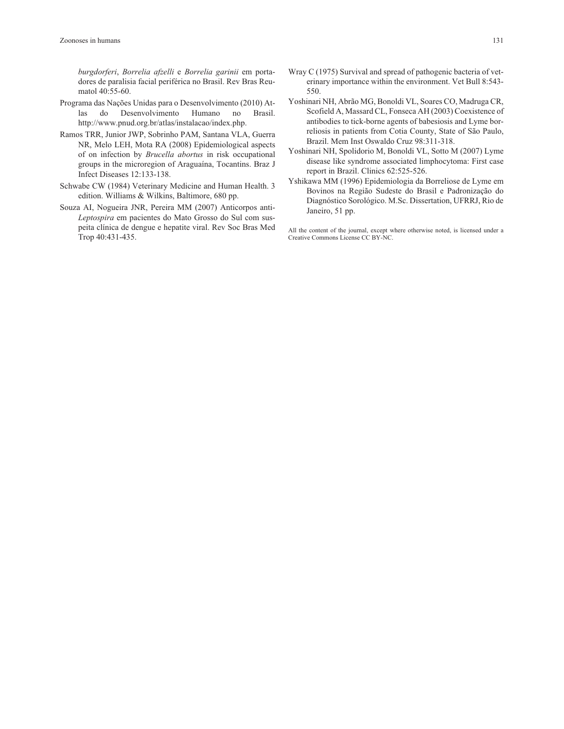*burgdorferi*, *Borrelia afzelli* e *Borrelia garinii* em portadores de paralisia facial periférica no Brasil. Rev Bras Reumatol 40:55-60.

Programa das Nações Unidas para o Desenvolvimento (2010) Atlas do Desenvolvimento Humano no Brasil. http://www.pnud.org.br/atlas/instalacao/index.php.

Ramos TRR, Junior JWP, Sobrinho PAM, Santana VLA, Guerra NR, Melo LEH, Mota RA (2008) Epidemiological aspects of on infection by *Brucella abortus* in risk occupational groups in the microregion of Araguaína, Tocantins. Braz J Infect Diseases 12:133-138.

Schwabe CW (1984) Veterinary Medicine and Human Health. 3 edition. Williams & Wilkins, Baltimore, 680 pp.

Souza AI, Nogueira JNR, Pereira MM (2007) Anticorpos anti-*Leptospira* em pacientes do Mato Grosso do Sul com suspeita clínica de dengue e hepatite viral. Rev Soc Bras Med Trop 40:431-435.

Wray C (1975) Survival and spread of pathogenic bacteria of veterinary importance within the environment. Vet Bull 8:543-550.

Yoshinari NH, Abrão MG, Bonoldi VL, Soares CO, Madruga CR, Scofield A, Massard CL, Fonseca AH (2003) Coexistence of antibodies to tick-borne agents of babesiosis and Lyme borreliosis in patients from Cotia County, State of São Paulo, Brazil. Mem Inst Oswaldo Cruz 98:311-318.

Yoshinari NH, Spolidorio M, Bonoldi VL, Sotto M (2007) Lyme disease like syndrome associated limphocytoma: First case report in Brazil. Clinics 62:525-526.

Yshikawa MM (1996) Epidemiologia da Borreliose de Lyme em Bovinos na Região Sudeste do Brasil e Padronização do Diagnóstico Sorológico. M.Sc. Dissertation, UFRRJ, Rio de Janeiro, 51 pp.

All the content of the journal, except where otherwise noted, is licensed under a Creative Commons License CC BY-NC.